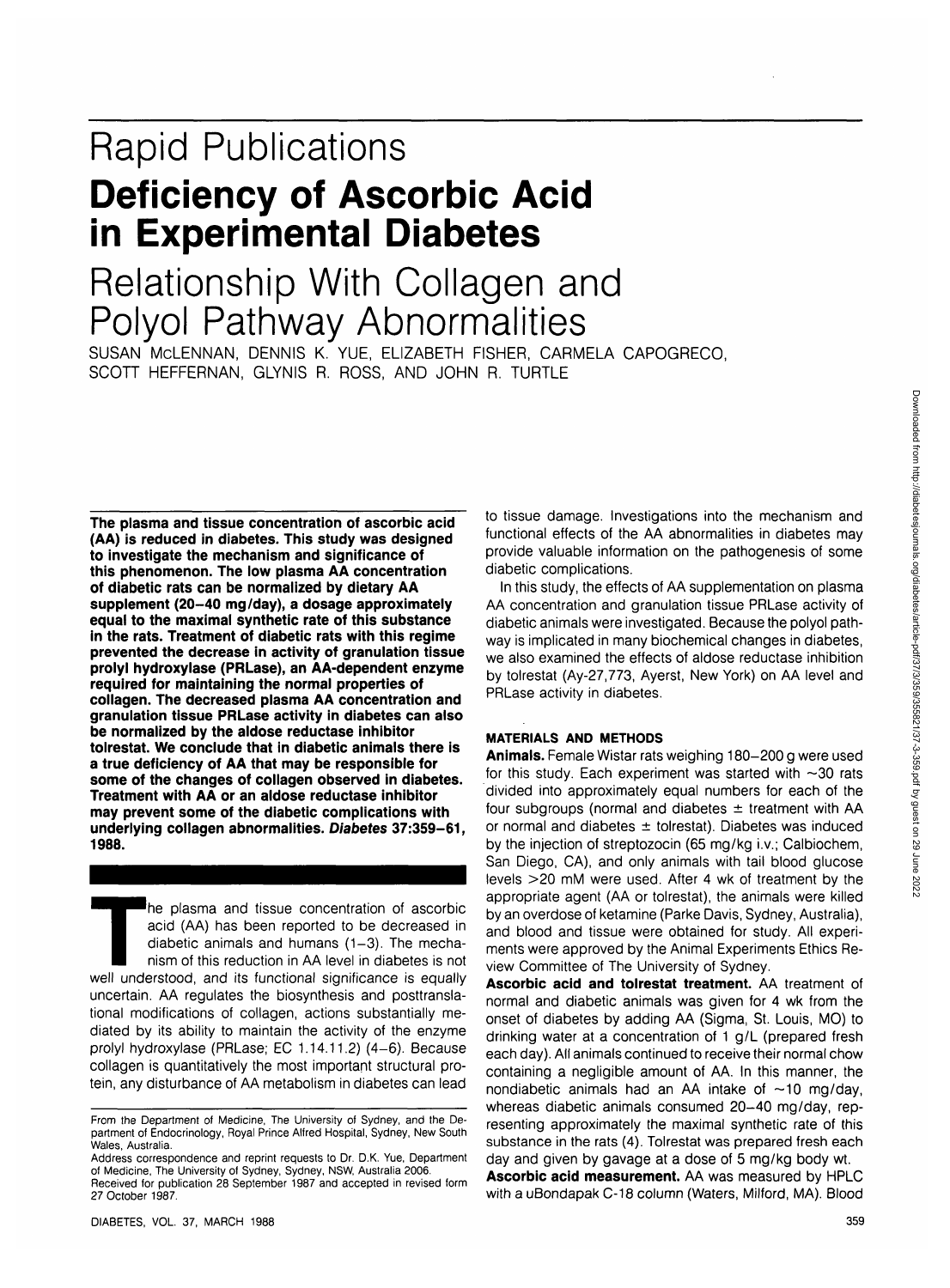# Rapid Publications

# Deficiency of Ascorbic Acid in Experimental Diabetes

## Relationship With Collagen and Polyol Pathway Abnormalities

SUSAN McLENNAN, DENNIS K. YUE, ELIZABETH FISHER, CARMELA CAPOGRECO, SCOTT HEFFERNAN, GLYNIS R. ROSS, AND JOHN R. TURTLE

**The plasma and tissue concentration of ascorbic acid (AA) is reduced in diabetes. This study was designed to investigate the mechanism and significance of this phenomenon. The low plasma AA concentration of diabetic rats can be normalized by dietary AA supplement (20–40 mg/day), a dosage approximately equal to the maximal synthetic rate of this substance in the rats. Treatment of diabetic rats with this regime prevented the decrease in activity of granulation tissue prolyl hydroxylase (PRLase), an AA-dependent enzyme required for maintaining the normal properties of collagen. The decreased plasma AA concentration and granulation tissue PRLase activity in diabetes can also be normalized by the aldose reductase inhibitor tolrestat. We conclude that in diabetic animals there is a true deficiency of AA that may be responsible for some of the changes of collagen observed in diabetes. Treatment with AA or an aldose reductase inhibitor may prevent some of the diabetic complications with underlying collagen abnormalities. *Diabetes* 37:359–61, 1988.**

The plasma and tissue concentration of ascorbic acid (AA) has been reported to be decreased in diabetic animals and humans (1–3). The mechanism of this reduction in AA level in diabetes is not well understood, and its functional significance is equally uncertain. AA regulates the biosynthesis and posttranslational modifications of collagen, actions substantially mediated by its ability to maintain the activity of the enzyme prolyl hydroxylase (PRLase; EC 1.14.11.2) (4–6). Because collagen is quantitatively the most important structural protein, any disturbance of AA metabolism in diabetes can lead to tissue damage. Investigations into the mechanism and functional effects of the AA abnormalities in diabetes may provide valuable information on the pathogenesis of some diabetic complications.

In this study, the effects of AA supplementation on plasma AA concentration and granulation tissue PRLase activity of diabetic animals were investigated. Because the polyol pathway is implicated in many biochemical changes in diabetes, we also examined the effects of aldose reductase inhibition by tolrestat (Ay-27,773, Ayerst, New York) on AA level and PRLase activity in diabetes.

From the Department of Medicine, The University of Sydney, and the Department of Endocrinology, Royal Prince Alfred Hospital, Sydney, New South Wales, Australia.

Address correspondence and reprint requests to Dr. D.K. Yue, Department of Medicine, The University of Sydney, Sydney, NSW, Australia 2006.

Received for publication 28 September 1987 and accepted in revised form 27 October 1987.

## MATERIALS AND METHODS

**Animals.** Female Wistar rats weighing 180–200 g were used for this study. Each experiment was started with ~30 rats divided into approximately equal numbers for each of the four subgroups (normal and diabetes ± treatment with AA or normal and diabetes ± tolrestat). Diabetes was induced by the injection of streptozocin (65 mg/kg i.v.; Calbiochem, San Diego, CA), and only animals with tail blood glucose levels >20 mM were used. After 4 wk of treatment by the appropriate agent (AA or tolrestat), the animals were killed by an overdose of ketamine (Parke Davis, Sydney, Australia), and blood and tissue were obtained for study. All experiments were approved by the Animal Experiments Ethics Review Committee of The University of Sydney.

**Ascorbic acid and tolrestat treatment.** AA treatment of normal and diabetic animals was given for 4 wk from the onset of diabetes by adding AA (Sigma, St. Louis, MO) to drinking water at a concentration of 1 g/L (prepared fresh each day). All animals continued to receive their normal chow containing a negligible amount of AA. In this manner, the nondiabetic animals had an AA intake of ~10 mg/day, whereas diabetic animals consumed 20–40 mg/day, representing approximately the maximal synthetic rate of this substance in the rats (4). Tolrestat was prepared fresh each day and given by gavage at a dose of 5 mg/kg body wt.

**Ascorbic acid measurement.** AA was measured by HPLC with a uBondapak C-18 column (Waters, Milford, MA). Blood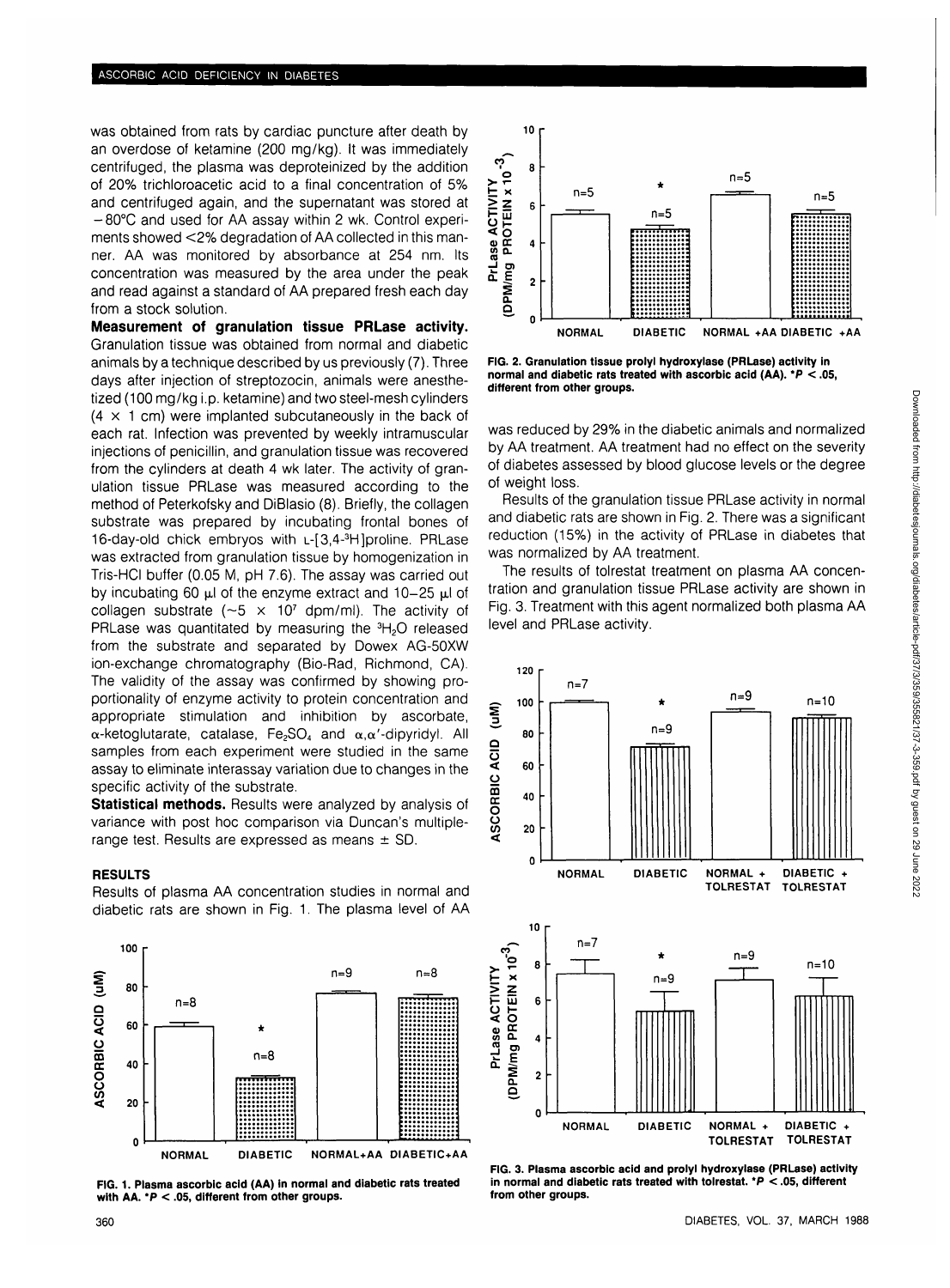was obtained from rats by cardiac puncture after death by an overdose of ketamine (200 mg/kg). It was immediately centrifuged, the plasma was deproteinized by the addition of 20% trichloroacetic acid to a final concentration of 5% and centrifuged again, and the supernatant was stored at −80°C and used for AA assay within 2 wk. Control experiments showed <2% degradation of AA collected in this manner. AA was monitored by absorbance at 254 nm. Its concentration was measured by the area under the peak and read against a standard of AA prepared fresh each day from a stock solution.

**Measurement of granulation tissue PRLase activity.** Granulation tissue was obtained from normal and diabetic animals by a technique described by us previously (7). Three days after injection of streptozocin, animals were anesthetized (100 mg/kg i.p. ketamine) and two steel-mesh cylinders ($4 \times 1$ cm) were implanted subcutaneously in the back of each rat. Infection was prevented by weekly intramuscular injections of penicillin, and granulation tissue was recovered from the cylinders at death 4 wk later. The activity of granulation tissue PRLase was measured according to the method of Peterkofsky and DiBlasio (8). Briefly, the collagen substrate was prepared by incubating frontal bones of 16-day-old chick embryos with L-[3,4-$^3$H]proline. PRLase was extracted from granulation tissue by homogenization in Tris-HCl buffer (0.05 M, pH 7.6). The assay was carried out by incubating 60 μl of the enzyme extract and 10–25 μl of collagen substrate ($\sim 5 \times 10^7$ dpm/ml). The activity of PRLase was quantitated by measuring the $^3H_2O$ released from the substrate and separated by Dowex AG-50XW ion-exchange chromatography (Bio-Rad, Richmond, CA). The validity of the assay was confirmed by showing proportionality of enzyme activity to protein concentration and appropriate stimulation and inhibition by ascorbate, α-ketoglutarate, catalase, $Fe_2SO_4$ and α,α′-dipyridyl. All samples from each experiment were studied in the same assay to eliminate interassay variation due to changes in the specific activity of the substrate.

**Statistical methods.** Results were analyzed by analysis of variance with post hoc comparison via Duncan's multiple-range test. Results are expressed as means ± SD.

## RESULTS

Results of plasma AA concentration studies in normal and diabetic rats are shown in Fig. 1. The plasma level of AA was reduced by 29% in the diabetic animals and normalized by AA treatment. AA treatment had no effect on the severity of diabetes assessed by blood glucose levels or the degree of weight loss.

Results of the granulation tissue PRLase activity in normal and diabetic rats are shown in Fig. 2. There was a significant reduction (15%) in the activity of PRLase in diabetes that was normalized by AA treatment.

The results of tolrestat treatment on plasma AA concentration and granulation tissue PRLase activity are shown in Fig. 3. Treatment with this agent normalized both plasma AA level and PRLase activity.

**FIG. 1. Plasma ascorbic acid (AA) in normal and diabetic rats treated with AA. *$P < .05$, different from other groups.**

**FIG. 2. Granulation tissue prolyl hydroxylase (PRLase) activity in normal and diabetic rats treated with ascorbic acid (AA). *$P < .05$, different from other groups.**

**FIG. 3. Plasma ascorbic acid and prolyl hydroxylase (PRLase) activity in normal and diabetic rats treated with tolrestat. *$P < .05$, different from other groups.**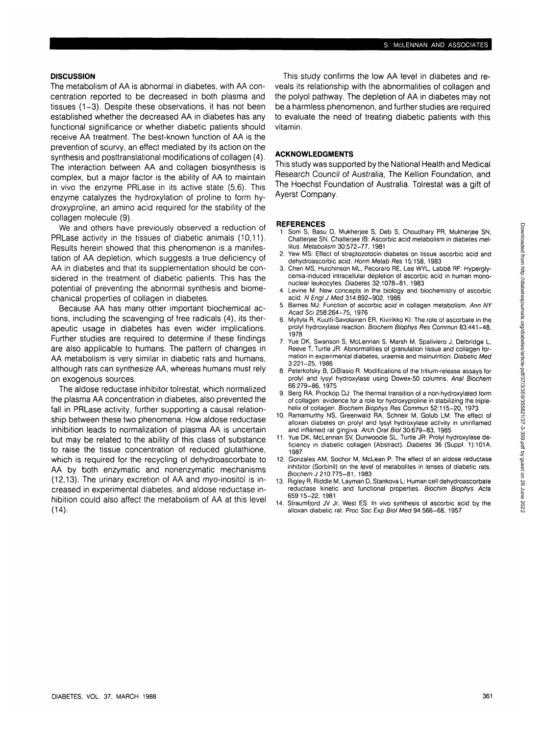## DISCUSSION

The metabolism of AA is abnormal in diabetes, with AA concentration reported to be decreased in both plasma and tissues (1–3). Despite these observations, it has not been established whether the decreased AA in diabetes has any functional significance or whether diabetic patients should receive AA treatment. The best-known function of AA is the prevention of scurvy, an effect mediated by its action on the synthesis and posttranslational modifications of collagen (4). The interaction between AA and collagen biosynthesis is complex, but a major factor is the ability of AA to maintain in vivo the enzyme PRLase in its active state (5,6). This enzyme catalyzes the hydroxylation of proline to form hydroxyproline, an amino acid required for the stability of the collagen molecule (9).

We and others have previously observed a reduction of PRLase activity in the tissues of diabetic animals (10,11). Results herein showed that this phenomenon is a manifestation of AA depletion, which suggests a true deficiency of AA in diabetes and that its supplementation should be considered in the treatment of diabetic patients. This has the potential of preventing the abnormal synthesis and biomechanical properties of collagen in diabetes.

Because AA has many other important biochemical actions, including the scavenging of free radicals (4), its therapeutic usage in diabetes has even wider implications. Further studies are required to determine if these findings are also applicable to humans. The pattern of changes in AA metabolism is very similar in diabetic rats and humans, although rats can synthesize AA, whereas humans must rely on exogenous sources.

The aldose reductase inhibitor tolrestat, which normalized the plasma AA concentration in diabetes, also prevented the fall in PRLase activity, further supporting a causal relationship between these two phenomena. How aldose reductase inhibition leads to normalization of plasma AA is uncertain but may be related to the ability of this class of substance to raise the tissue concentration of reduced glutathione, which is required for the recycling of dehydroascorbate to AA by both enzymatic and nonenzymatic mechanisms (12,13). The urinary excretion of AA and *myo*-inositol is increased in experimental diabetes, and aldose reductase inhibition could also affect the metabolism of AA at this level (14).

This study confirms the low AA level in diabetes and reveals its relationship with the abnormalities of collagen and the polyol pathway. The depletion of AA in diabetes may not be a harmless phenomenon, and further studies are required to evaluate the need of treating diabetic patients with this vitamin.

## ACKNOWLEDGMENTS

This study was supported by the National Health and Medical Research Council of Australia, The Kellion Foundation, and The Hoechst Foundation of Australia. Tolrestat was a gift of Ayerst Company.

## REFERENCES

1. Som S, Basu D, Mukherjee S, Deb S, Choudhary PR, Mukherjee SN, Chatterjee SN, Chatterjee IB: Ascorbic acid metabolism in diabetes mellitus. *Metabolism* 30:572–77, 1981
2. Yew MS: Effect of streptozotocin diabetes on tissue ascorbic acid and dehydroascorbic acid. *Horm Metab Res* 15:158, 1983
3. Chen MS, Hutchinson ML, Pecoraro RE, Lee WYL, Labbé RF: Hyperglycemia-induced intracellular depletion of ascorbic acid in human mononuclear leukocytes. *Diabetes* 32:1078–81, 1983
4. Levine M: New concepts in the biology and biochemistry of ascorbic acid. *N Engl J Med* 314:892–902, 1986
5. Barnes MJ: Function of ascorbic acid in collagen metabolism. *Ann NY Acad Sci* 258:264–75, 1976
6. Myllyla R, Kuutti-Savolainen ER, Kivirikko KI: The role of ascorbate in the prolyl hydroxylase reaction. *Biochem Biophys Res Commun* 83:441–48, 1978
7. Yue DK, Swanson S, McLennan S, Marsh M, Spaliviero J, Delbridge L, Reeve T, Turtle JR: Abnormalities of granulation tissue and collagen formation in experimental diabetes, uraemia and malnutrition. *Diabetic Med* 3:221–25, 1986
8. Peterkofsky B, DiBlasio R: Modifications of the tritium-release assays for prolyl and lysyl hydroxylase using Dowex-50 columns. *Anal Biochem* 66:279–86, 1975
9. Berg RA, Prockop DJ: The thermal transition of a non-hydroxylated form of collagen: evidence for a role for hydroxyproline in stabilizing the triple-helix of collagen. *Biochem Biophys Res Commun* 52:115–20, 1973
10. Ramamurthy NS, Greenwald RA, Schneir M, Golub LM: The effect of alloxan diabetes on prolyl and lysyl hydroxylase activity in uninflamed and inflamed rat gingiva. *Arch Oral Biol* 30:679–83, 1985
11. Yue DK, McLennan SV, Dunwoodie SL, Turtle JR: Prolyl hydroxylase deficiency in diabetic collagen (Abstract). *Diabetes* 36 (Suppl. 1):101A, 1987
12. Gonzales AM, Sochor M, McLean P: The effect of an aldose reductase inhibitor (Sorbinil) on the level of metabolites in lenses of diabetic rats. *Biochem J* 210:775–81, 1983
13. Rigley R, Riddle M, Layman D, Stankova L: Human cell dehydroascorbate reductase kinetic and functional properties. *Biochim Biophys Acta* 659:15–22, 1981
14. Straumfjord JV Jr, West ES: In vivo synthesis of ascorbic acid by the alloxan diabetic rat. *Proc Soc Exp Biol Med* 94:566–68, 1957